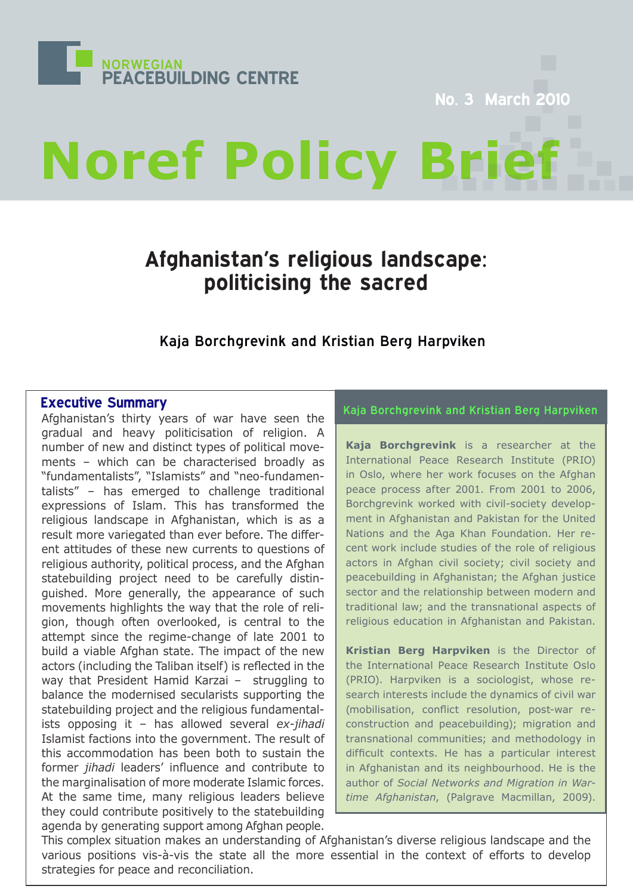NORWEGIAN PEACEBUILDING CENTRE

No. 3 March 2010

# Noref Policy Brief

## Afghanistan's religious landscape: politicising the sacred

Kaja Borchgrevink and Kristian Berg Harpviken

### Executive Summary

Afghanistan's thirty years of war have seen the gradual and heavy politicisation of religion. A number of new and distinct types of political movements – which can be characterised broadly as "fundamentalists", "Islamists" and "neo-fundamentalists" – has emerged to challenge traditional expressions of Islam. This has transformed the religious landscape in Afghanistan, which is as a result more variegated than ever before. The different attitudes of these new currents to questions of religious authority, political process, and the Afghan statebuilding project need to be carefully distinguished. More generally, the appearance of such movements highlights the way that the role of religion, though often overlooked, is central to the attempt since the regime-change of late 2001 to build a viable Afghan state. The impact of the new actors (including the Taliban itself) is reflected in the way that President Hamid Karzai – struggling to balance the modernised secularists supporting the statebuilding project and the religious fundamentalists opposing it – has allowed several *ex-jihadi* Islamist factions into the government. The result of this accommodation has been both to sustain the former *jihadi* leaders' influence and contribute to the marginalisation of more moderate Islamic forces. At the same time, many religious leaders believe they could contribute positively to the statebuilding agenda by generating support among Afghan people. This complex situation makes an understanding of Afghanistan's diverse religious landscape and the various positions vis-à-vis the state all the more essential in the context of efforts to develop strategies for peace and reconciliation.

### Kaja Borchgrevink and Kristian Berg Harpviken

**Kaja Borchgrevink** is a researcher at the International Peace Research Institute (PRIO) in Oslo, where her work focuses on the Afghan peace process after 2001. From 2001 to 2006, Borchgrevink worked with civil-society development in Afghanistan and Pakistan for the United Nations and the Aga Khan Foundation. Her recent work include studies of the role of religious actors in Afghan civil society; civil society and peacebuilding in Afghanistan; the Afghan justice sector and the relationship between modern and traditional law; and the transnational aspects of religious education in Afghanistan and Pakistan.

**Kristian Berg Harpviken** is the Director of the International Peace Research Institute Oslo (PRIO). Harpviken is a sociologist, whose research interests include the dynamics of civil war (mobilisation, conflict resolution, post-war reconstruction and peacebuilding); migration and transnational communities; and methodology in difficult contexts. He has a particular interest in Afghanistan and its neighbourhood. He is the author of *Social Networks and Migration in Wartime Afghanistan*, (Palgrave Macmillan, 2009).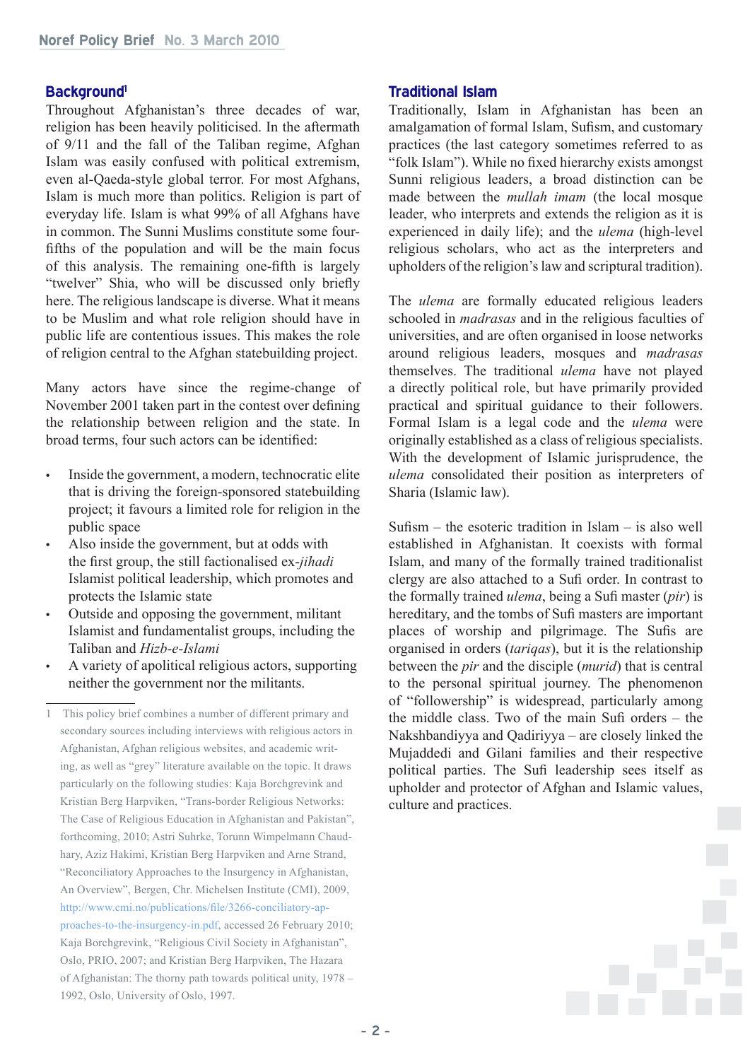## Background[1]

Throughout Afghanistan's three decades of war, religion has been heavily politicised. In the aftermath of 9/11 and the fall of the Taliban regime, Afghan Islam was easily confused with political extremism, even al-Qaeda-style global terror. For most Afghans, Islam is much more than politics. Religion is part of everyday life. Islam is what 99% of all Afghans have in common. The Sunni Muslims constitute some four-fifths of the population and will be the main focus of this analysis. The remaining one-fifth is largely "twelver" Shia, who will be discussed only briefly here. The religious landscape is diverse. What it means to be Muslim and what role religion should have in public life are contentious issues. This makes the role of religion central to the Afghan statebuilding project.

Many actors have since the regime-change of November 2001 taken part in the contest over defining the relationship between religion and the state. In broad terms, four such actors can be identified:

- Inside the government, a modern, technocratic elite that is driving the foreign-sponsored statebuilding project; it favours a limited role for religion in the public space
- Also inside the government, but at odds with the first group, the still factionalised ex-*jihadi* Islamist political leadership, which promotes and protects the Islamic state
- Outside and opposing the government, militant Islamist and fundamentalist groups, including the Taliban and *Hizb-e-Islami*
- A variety of apolitical religious actors, supporting neither the government nor the militants.

[1] This policy brief combines a number of different primary and secondary sources including interviews with religious actors in Afghanistan, Afghan religious websites, and academic writing, as well as "grey" literature available on the topic. It draws particularly on the following studies: Kaja Borchgrevink and Kristian Berg Harpviken, "Trans-border Religious Networks: The Case of Religious Education in Afghanistan and Pakistan", forthcoming, 2010; Astri Suhrke, Torunn Wimpelmann Chaudhary, Aziz Hakimi, Kristian Berg Harpviken and Arne Strand, "Reconciliatory Approaches to the Insurgency in Afghanistan, An Overview", Bergen, Chr. Michelsen Institute (CMI), 2009, http://www.cmi.no/publications/file/3266-conciliatory-approaches-to-the-insurgency-in.pdf, accessed 26 February 2010; Kaja Borchgrevink, "Religious Civil Society in Afghanistan", Oslo, PRIO, 2007; and Kristian Berg Harpviken, The Hazara of Afghanistan: The thorny path towards political unity, 1978 – 1992, Oslo, University of Oslo, 1997.

## Traditional Islam

Traditionally, Islam in Afghanistan has been an amalgamation of formal Islam, Sufism, and customary practices (the last category sometimes referred to as "folk Islam"). While no fixed hierarchy exists amongst Sunni religious leaders, a broad distinction can be made between the *mullah imam* (the local mosque leader, who interprets and extends the religion as it is experienced in daily life); and the *ulema* (high-level religious scholars, who act as the interpreters and upholders of the religion's law and scriptural tradition).

The *ulema* are formally educated religious leaders schooled in *madrasas* and in the religious faculties of universities, and are often organised in loose networks around religious leaders, mosques and *madrasas* themselves. The traditional *ulema* have not played a directly political role, but have primarily provided practical and spiritual guidance to their followers. Formal Islam is a legal code and the *ulema* were originally established as a class of religious specialists. With the development of Islamic jurisprudence, the *ulema* consolidated their position as interpreters of Sharia (Islamic law).

Sufism – the esoteric tradition in Islam – is also well established in Afghanistan. It coexists with formal Islam, and many of the formally trained traditionalist clergy are also attached to a Sufi order. In contrast to the formally trained *ulema*, being a Sufi master (*pir*) is hereditary, and the tombs of Sufi masters are important places of worship and pilgrimage. The Sufis are organised in orders (*tariqas*), but it is the relationship between the *pir* and the disciple (*murid*) that is central to the personal spiritual journey. The phenomenon of "followership" is widespread, particularly among the middle class. Two of the main Sufi orders – the Nakshbandiyya and Qadiriyya – are closely linked the Mujaddedi and Gilani families and their respective political parties. The Sufi leadership sees itself as upholder and protector of Afghan and Islamic values, culture and practices.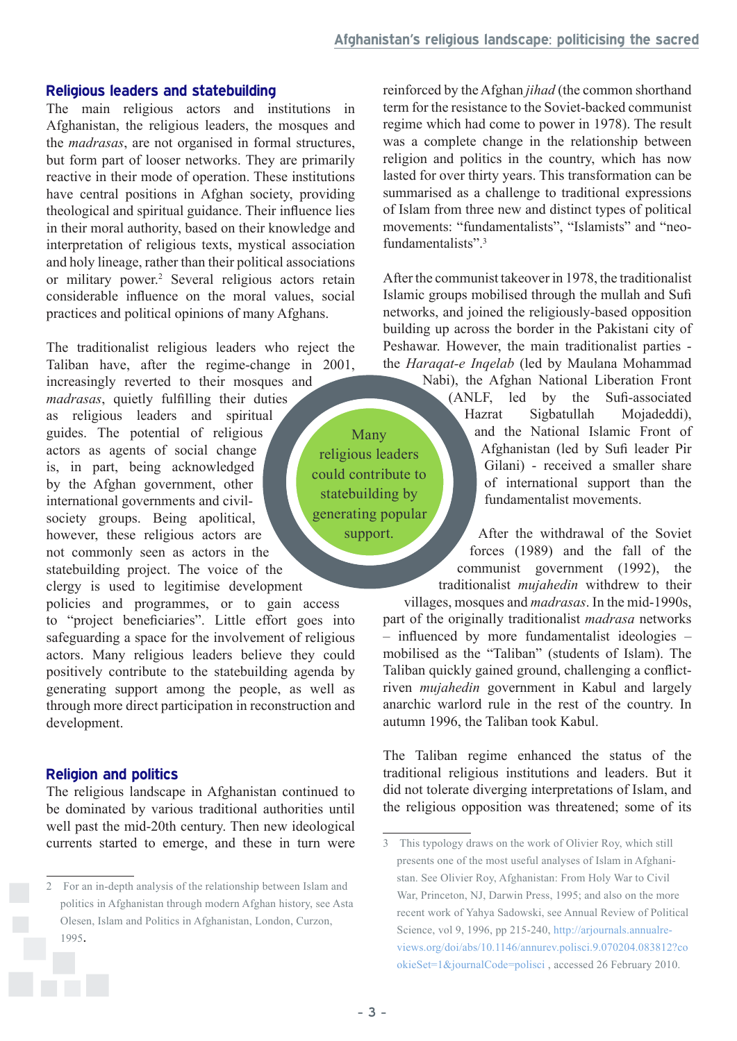## Religious leaders and statebuilding

The main religious actors and institutions in Afghanistan, the religious leaders, the mosques and the *madrasas*, are not organised in formal structures, but form part of looser networks. They are primarily reactive in their mode of operation. These institutions have central positions in Afghan society, providing theological and spiritual guidance. Their influence lies in their moral authority, based on their knowledge and interpretation of religious texts, mystical association and holy lineage, rather than their political associations or military power.[2] Several religious actors retain considerable influence on the moral values, social practices and political opinions of many Afghans.

The traditionalist religious leaders who reject the Taliban have, after the regime-change in 2001, increasingly reverted to their mosques and *madrasas*, quietly fulfilling their duties as religious leaders and spiritual guides. The potential of religious actors as agents of social change is, in part, being acknowledged by the Afghan government, other international governments and civil-society groups. Being apolitical, however, these religious actors are not commonly seen as actors in the statebuilding project. The voice of the clergy is used to legitimise development policies and programmes, or to gain access to "project beneficiaries". Little effort goes into safeguarding a space for the involvement of religious actors. Many religious leaders believe they could positively contribute to the statebuilding agenda by generating support among the people, as well as through more direct participation in reconstruction and development.

> Many religious leaders could contribute to statebuilding by generating popular support.

## Religion and politics

The religious landscape in Afghanistan continued to be dominated by various traditional authorities until well past the mid-20th century. Then new ideological currents started to emerge, and these in turn were reinforced by the Afghan *jihad* (the common shorthand term for the resistance to the Soviet-backed communist regime which had come to power in 1978). The result was a complete change in the relationship between religion and politics in the country, which has now lasted for over thirty years. This transformation can be summarised as a challenge to traditional expressions of Islam from three new and distinct types of political movements: "fundamentalists", "Islamists" and "neo-fundamentalists".[3]

After the communist takeover in 1978, the traditionalist Islamic groups mobilised through the mullah and Sufi networks, and joined the religiously-based opposition building up across the border in the Pakistani city of Peshawar. However, the main traditionalist parties - the *Haraqat-e Inqelab* (led by Maulana Mohammad Nabi), the Afghan National Liberation Front (ANLF, led by the Sufi-associated Hazrat Sigbatullah Mojadeddi), and the National Islamic Front of Afghanistan (led by Sufi leader Pir Gilani) - received a smaller share of international support than the fundamentalist movements.

After the withdrawal of the Soviet forces (1989) and the fall of the communist government (1992), the traditionalist *mujahedin* withdrew to their villages, mosques and *madrasas*. In the mid-1990s, part of the originally traditionalist *madrasa* networks – influenced by more fundamentalist ideologies – mobilised as the "Taliban" (students of Islam). The Taliban quickly gained ground, challenging a conflict-riven *mujahedin* government in Kabul and largely anarchic warlord rule in the rest of the country. In autumn 1996, the Taliban took Kabul.

The Taliban regime enhanced the status of the traditional religious institutions and leaders. But it did not tolerate diverging interpretations of Islam, and the religious opposition was threatened; some of its

---

2 For an in-depth analysis of the relationship between Islam and politics in Afghanistan through modern Afghan history, see Asta Olesen, Islam and Politics in Afghanistan, London, Curzon, 1995.

3 This typology draws on the work of Olivier Roy, which still presents one of the most useful analyses of Islam in Afghanistan. See Olivier Roy, Afghanistan: From Holy War to Civil War, Princeton, NJ, Darwin Press, 1995; and also on the more recent work of Yahya Sadowski, see Annual Review of Political Science, vol 9, 1996, pp 215-240, http://arjournals.annualreviews.org/doi/abs/10.1146/annurev.polisci.9.070204.083812?cookieSet=1&journalCode=polisci , accessed 26 February 2010.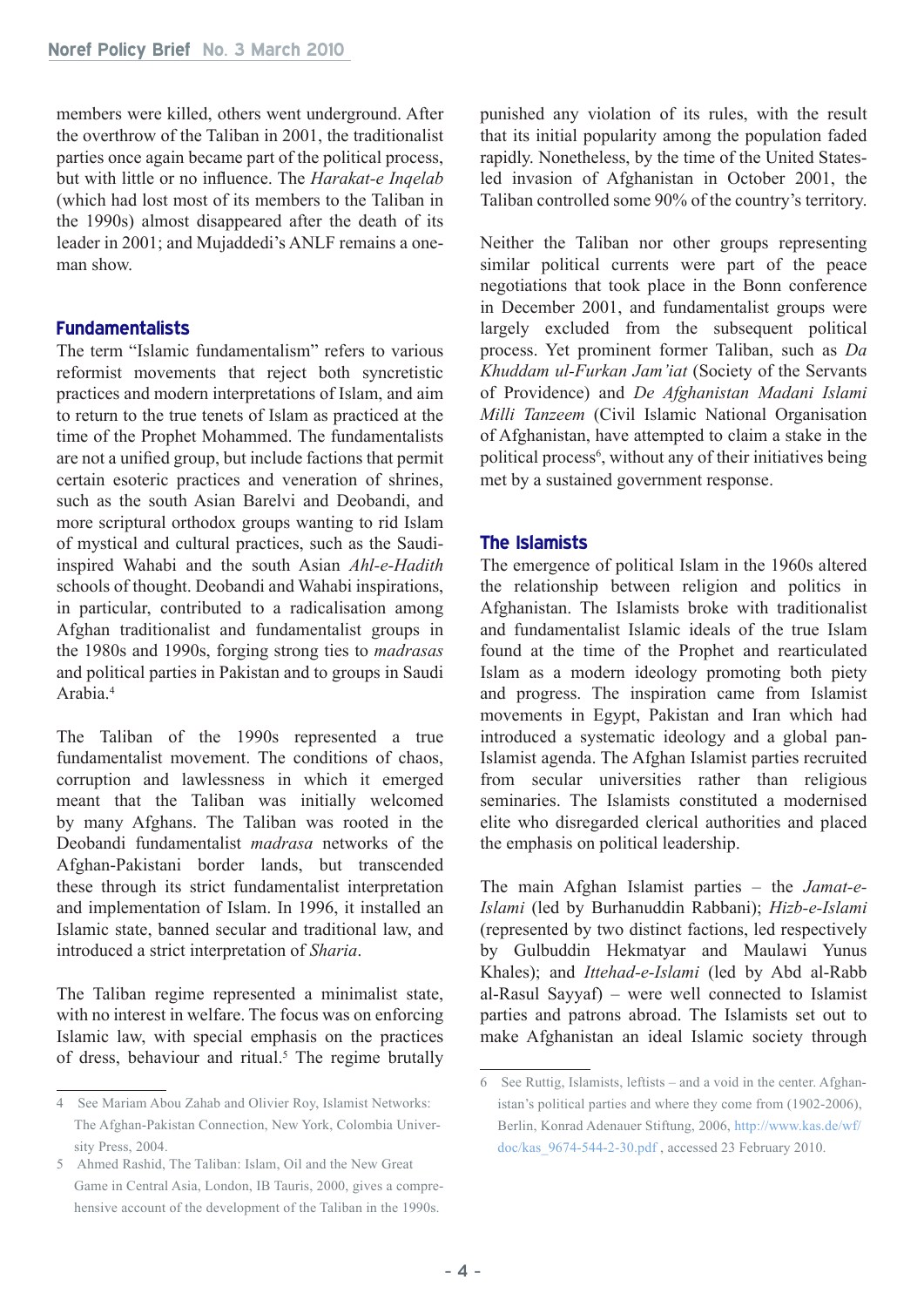members were killed, others went underground. After the overthrow of the Taliban in 2001, the traditionalist parties once again became part of the political process, but with little or no influence. The *Harakat-e Inqelab* (which had lost most of its members to the Taliban in the 1990s) almost disappeared after the death of its leader in 2001; and Mujaddedi's ANLF remains a one-man show.

### Fundamentalists

The term "Islamic fundamentalism" refers to various reformist movements that reject both syncretistic practices and modern interpretations of Islam, and aim to return to the true tenets of Islam as practiced at the time of the Prophet Mohammed. The fundamentalists are not a unified group, but include factions that permit certain esoteric practices and veneration of shrines, such as the south Asian Barelvi and Deobandi, and more scriptural orthodox groups wanting to rid Islam of mystical and cultural practices, such as the Saudi-inspired Wahabi and the south Asian *Ahl-e-Hadith* schools of thought. Deobandi and Wahabi inspirations, in particular, contributed to a radicalisation among Afghan traditionalist and fundamentalist groups in the 1980s and 1990s, forging strong ties to *madrasas* and political parties in Pakistan and to groups in Saudi Arabia.[4]

The Taliban of the 1990s represented a true fundamentalist movement. The conditions of chaos, corruption and lawlessness in which it emerged meant that the Taliban was initially welcomed by many Afghans. The Taliban was rooted in the Deobandi fundamentalist *madrasa* networks of the Afghan-Pakistani border lands, but transcended these through its strict fundamentalist interpretation and implementation of Islam. In 1996, it installed an Islamic state, banned secular and traditional law, and introduced a strict interpretation of *Sharia*.

The Taliban regime represented a minimalist state, with no interest in welfare. The focus was on enforcing Islamic law, with special emphasis on the practices of dress, behaviour and ritual.[5] The regime brutally punished any violation of its rules, with the result that its initial popularity among the population faded rapidly. Nonetheless, by the time of the United States-led invasion of Afghanistan in October 2001, the Taliban controlled some 90% of the country's territory.

Neither the Taliban nor other groups representing similar political currents were part of the peace negotiations that took place in the Bonn conference in December 2001, and fundamentalist groups were largely excluded from the subsequent political process. Yet prominent former Taliban, such as *Da Khuddam ul-Furkan Jam'iat* (Society of the Servants of Providence) and *De Afghanistan Madani Islami Milli Tanzeem* (Civil Islamic National Organisation of Afghanistan, have attempted to claim a stake in the political process[6], without any of their initiatives being met by a sustained government response.

### The Islamists

The emergence of political Islam in the 1960s altered the relationship between religion and politics in Afghanistan. The Islamists broke with traditionalist and fundamentalist Islamic ideals of the true Islam found at the time of the Prophet and rearticulated Islam as a modern ideology promoting both piety and progress. The inspiration came from Islamist movements in Egypt, Pakistan and Iran which had introduced a systematic ideology and a global pan-Islamist agenda. The Afghan Islamist parties recruited from secular universities rather than religious seminaries. The Islamists constituted a modernised elite who disregarded clerical authorities and placed the emphasis on political leadership.

The main Afghan Islamist parties – the *Jamat-e-Islami* (led by Burhanuddin Rabbani); *Hizb-e-Islami* (represented by two distinct factions, led respectively by Gulbuddin Hekmatyar and Maulawi Yunus Khales); and *Ittehad-e-Islami* (led by Abd al-Rabb al-Rasul Sayyaf) – were well connected to Islamist parties and patrons abroad. The Islamists set out to make Afghanistan an ideal Islamic society through

---

4 See Mariam Abou Zahab and Olivier Roy, Islamist Networks: The Afghan-Pakistan Connection, New York, Colombia University Press, 2004.

5 Ahmed Rashid, The Taliban: Islam, Oil and the New Great Game in Central Asia, London, IB Tauris, 2000, gives a comprehensive account of the development of the Taliban in the 1990s.

6 See Ruttig, Islamists, leftists – and a void in the center. Afghanistan's political parties and where they come from (1902-2006), Berlin, Konrad Adenauer Stiftung, 2006, http://www.kas.de/wf/doc/kas_9674-544-2-30.pdf , accessed 23 February 2010.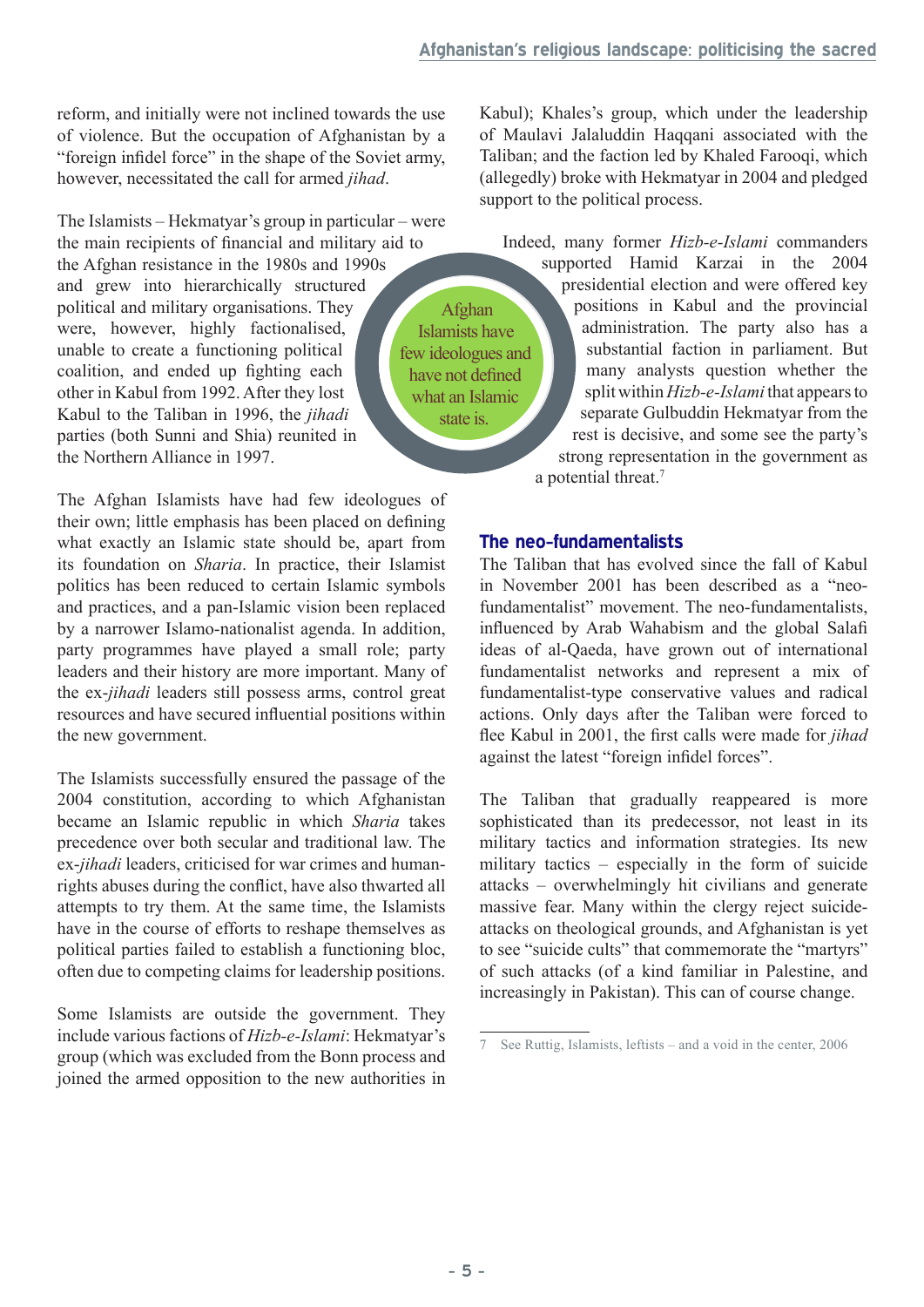reform, and initially were not inclined towards the use of violence. But the occupation of Afghanistan by a "foreign infidel force" in the shape of the Soviet army, however, necessitated the call for armed *jihad*.

The Islamists – Hekmatyar's group in particular – were the main recipients of financial and military aid to the Afghan resistance in the 1980s and 1990s and grew into hierarchically structured political and military organisations. They were, however, highly factionalised, unable to create a functioning political coalition, and ended up fighting each other in Kabul from 1992. After they lost Kabul to the Taliban in 1996, the *jihadi* parties (both Sunni and Shia) reunited in the Northern Alliance in 1997.

> Afghan Islamists have few ideologues and have not defined what an Islamic state is.

The Afghan Islamists have had few ideologues of their own; little emphasis has been placed on defining what exactly an Islamic state should be, apart from its foundation on *Sharia*. In practice, their Islamist politics has been reduced to certain Islamic symbols and practices, and a pan-Islamic vision been replaced by a narrower Islamo-nationalist agenda. In addition, party programmes have played a small role; party leaders and their history are more important. Many of the ex-*jihadi* leaders still possess arms, control great resources and have secured influential positions within the new government.

The Islamists successfully ensured the passage of the 2004 constitution, according to which Afghanistan became an Islamic republic in which *Sharia* takes precedence over both secular and traditional law. The ex-*jihadi* leaders, criticised for war crimes and human-rights abuses during the conflict, have also thwarted all attempts to try them. At the same time, the Islamists have in the course of efforts to reshape themselves as political parties failed to establish a functioning bloc, often due to competing claims for leadership positions.

Some Islamists are outside the government. They include various factions of *Hizb-e-Islami*: Hekmatyar's group (which was excluded from the Bonn process and joined the armed opposition to the new authorities in Kabul); Khales's group, which under the leadership of Maulavi Jalaluddin Haqqani associated with the Taliban; and the faction led by Khaled Farooqi, which (allegedly) broke with Hekmatyar in 2004 and pledged support to the political process.

Indeed, many former *Hizb-e-Islami* commanders supported Hamid Karzai in the 2004 presidential election and were offered key positions in Kabul and the provincial administration. The party also has a substantial faction in parliament. But many analysts question whether the split within *Hizb-e-Islami* that appears to separate Gulbuddin Hekmatyar from the rest is decisive, and some see the party's strong representation in the government as a potential threat.[7]

## The neo-fundamentalists

The Taliban that has evolved since the fall of Kabul in November 2001 has been described as a "neo-fundamentalist" movement. The neo-fundamentalists, influenced by Arab Wahabism and the global Salafi ideas of al-Qaeda, have grown out of international fundamentalist networks and represent a mix of fundamentalist-type conservative values and radical actions. Only days after the Taliban were forced to flee Kabul in 2001, the first calls were made for *jihad* against the latest "foreign infidel forces".

The Taliban that gradually reappeared is more sophisticated than its predecessor, not least in its military tactics and information strategies. Its new military tactics – especially in the form of suicide attacks – overwhelmingly hit civilians and generate massive fear. Many within the clergy reject suicide-attacks on theological grounds, and Afghanistan is yet to see "suicide cults" that commemorate the "martyrs" of such attacks (of a kind familiar in Palestine, and increasingly in Pakistan). This can of course change.

---

7 See Ruttig, Islamists, leftists – and a void in the center, 2006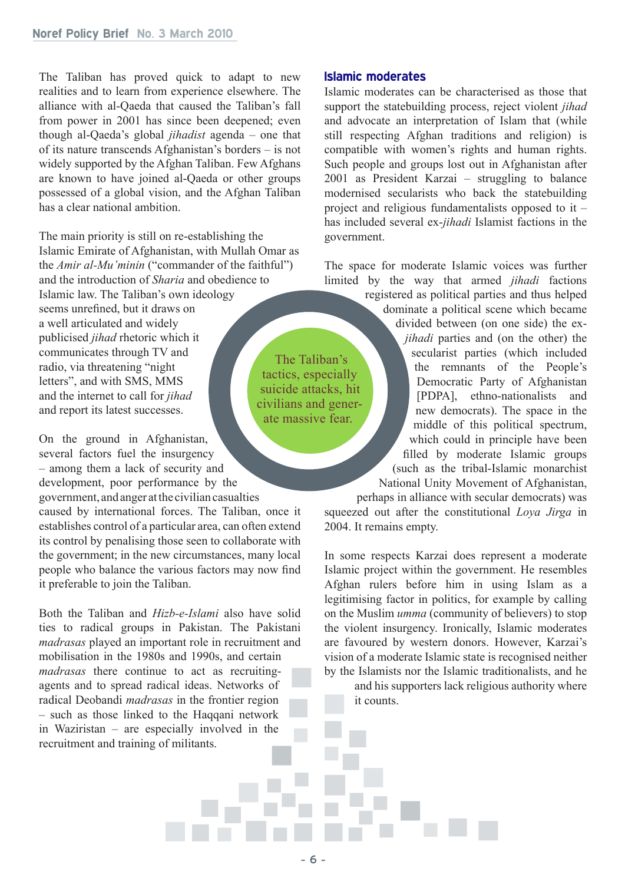The Taliban has proved quick to adapt to new realities and to learn from experience elsewhere. The alliance with al-Qaeda that caused the Taliban's fall from power in 2001 has since been deepened; even though al-Qaeda's global *jihadist* agenda – one that of its nature transcends Afghanistan's borders – is not widely supported by the Afghan Taliban. Few Afghans are known to have joined al-Qaeda or other groups possessed of a global vision, and the Afghan Taliban has a clear national ambition.

The main priority is still on re-establishing the Islamic Emirate of Afghanistan, with Mullah Omar as the *Amir al-Mu'minin* ("commander of the faithful") and the introduction of *Sharia* and obedience to Islamic law. The Taliban's own ideology seems unrefined, but it draws on a well articulated and widely publicised *jihad* rhetoric which it communicates through TV and radio, via threatening "night letters", and with SMS, MMS and the internet to call for *jihad* and report its latest successes.

> The Taliban's tactics, especially suicide attacks, hit civilians and generate massive fear.

On the ground in Afghanistan, several factors fuel the insurgency – among them a lack of security and development, poor performance by the government, and anger at the civilian casualties caused by international forces. The Taliban, once it establishes control of a particular area, can often extend its control by penalising those seen to collaborate with the government; in the new circumstances, many local people who balance the various factors may now find it preferable to join the Taliban.

Both the Taliban and *Hizb-e-Islami* also have solid ties to radical groups in Pakistan. The Pakistani *madrasas* played an important role in recruitment and mobilisation in the 1980s and 1990s, and certain *madrasas* there continue to act as recruiting-agents and to spread radical ideas. Networks of radical Deobandi *madrasas* in the frontier region – such as those linked to the Haqqani network in Waziristan – are especially involved in the recruitment and training of militants.

## Islamic moderates

Islamic moderates can be characterised as those that support the statebuilding process, reject violent *jihad* and advocate an interpretation of Islam that (while still respecting Afghan traditions and religion) is compatible with women's rights and human rights. Such people and groups lost out in Afghanistan after 2001 as President Karzai – struggling to balance modernised secularists who back the statebuilding project and religious fundamentalists opposed to it – has included several ex-*jihadi* Islamist factions in the government.

The space for moderate Islamic voices was further limited by the way that armed *jihadi* factions registered as political parties and thus helped dominate a political scene which became divided between (on one side) the ex-*jihadi* parties and (on the other) the secularist parties (which included the remnants of the People's Democratic Party of Afghanistan [PDPA], ethno-nationalists and new democrats). The space in the middle of this political spectrum, which could in principle have been filled by moderate Islamic groups (such as the tribal-Islamic monarchist National Unity Movement of Afghanistan, perhaps in alliance with secular democrats) was squeezed out after the constitutional *Loya Jirga* in 2004. It remains empty.

In some respects Karzai does represent a moderate Islamic project within the government. He resembles Afghan rulers before him in using Islam as a legitimising factor in politics, for example by calling on the Muslim *umma* (community of believers) to stop the violent insurgency. Ironically, Islamic moderates are favoured by western donors. However, Karzai's vision of a moderate Islamic state is recognised neither by the Islamists nor the Islamic traditionalists, and he and his supporters lack religious authority where it counts.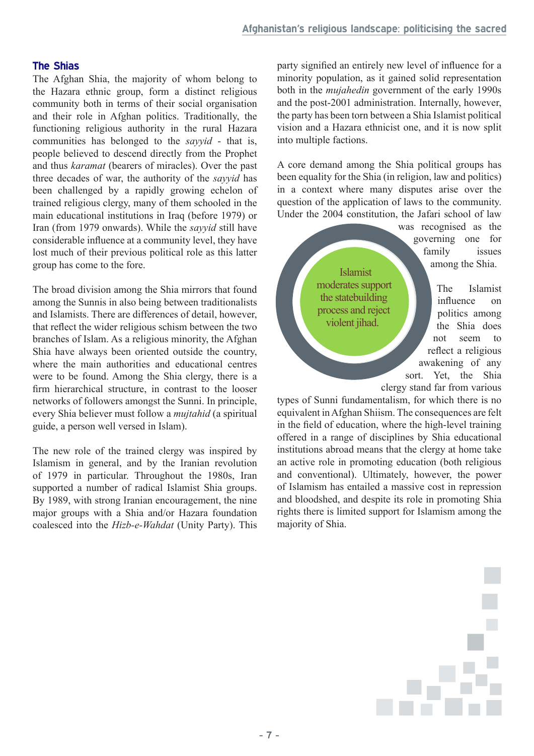## The Shias

The Afghan Shia, the majority of whom belong to the Hazara ethnic group, form a distinct religious community both in terms of their social organisation and their role in Afghan politics. Traditionally, the functioning religious authority in the rural Hazara communities has belonged to the *sayyid* - that is, people believed to descend directly from the Prophet and thus *karamat* (bearers of miracles). Over the past three decades of war, the authority of the *sayyid* has been challenged by a rapidly growing echelon of trained religious clergy, many of them schooled in the main educational institutions in Iraq (before 1979) or Iran (from 1979 onwards). While the *sayyid* still have considerable influence at a community level, they have lost much of their previous political role as this latter group has come to the fore.

The broad division among the Shia mirrors that found among the Sunnis in also being between traditionalists and Islamists. There are differences of detail, however, that reflect the wider religious schism between the two branches of Islam. As a religious minority, the Afghan Shia have always been oriented outside the country, where the main authorities and educational centres were to be found. Among the Shia clergy, there is a firm hierarchical structure, in contrast to the looser networks of followers amongst the Sunni. In principle, every Shia believer must follow a *mujtahid* (a spiritual guide, a person well versed in Islam).

The new role of the trained clergy was inspired by Islamism in general, and by the Iranian revolution of 1979 in particular. Throughout the 1980s, Iran supported a number of radical Islamist Shia groups. By 1989, with strong Iranian encouragement, the nine major groups with a Shia and/or Hazara foundation coalesced into the *Hizb-e-Wahdat* (Unity Party). This party signified an entirely new level of influence for a minority population, as it gained solid representation both in the *mujahedin* government of the early 1990s and the post-2001 administration. Internally, however, the party has been torn between a Shia Islamist political vision and a Hazara ethnicist one, and it is now split into multiple factions.

A core demand among the Shia political groups has been equality for the Shia (in religion, law and politics) in a context where many disputes arise over the question of the application of laws to the community. Under the 2004 constitution, the Jafari school of law was recognised as the governing one for family issues among the Shia.

> Islamist moderates support the statebuilding process and reject violent jihad.

The Islamist influence on politics among the Shia does not seem to reflect a religious awakening of any sort. Yet, the Shia clergy stand far from various types of Sunni fundamentalism, for which there is no equivalent in Afghan Shiism. The consequences are felt in the field of education, where the high-level training offered in a range of disciplines by Shia educational institutions abroad means that the clergy at home take an active role in promoting education (both religious and conventional). Ultimately, however, the power of Islamism has entailed a massive cost in repression and bloodshed, and despite its role in promoting Shia rights there is limited support for Islamism among the majority of Shia.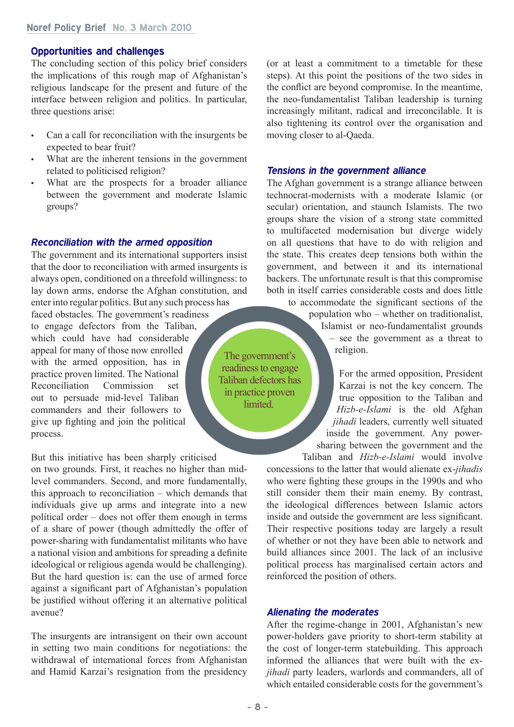## Opportunities and challenges

The concluding section of this policy brief considers the implications of this rough map of Afghanistan's religious landscape for the present and future of the interface between religion and politics. In particular, three questions arise:

- Can a call for reconciliation with the insurgents be expected to bear fruit?
- What are the inherent tensions in the government related to politicised religion?
- What are the prospects for a broader alliance between the government and moderate Islamic groups?

### *Reconciliation with the armed opposition*

The government and its international supporters insist that the door to reconciliation with armed insurgents is always open, conditioned on a threefold willingness: to lay down arms, endorse the Afghan constitution, and enter into regular politics. But any such process has faced obstacles. The government's readiness to engage defectors from the Taliban, which could have had considerable appeal for many of those now enrolled with the armed opposition, has in practice proven limited. The National Reconciliation Commission set out to persuade mid-level Taliban commanders and their followers to give up fighting and join the political process.

> The government's readiness to engage Taliban defectors has in practice proven limited.

But this initiative has been sharply criticised on two grounds. First, it reaches no higher than mid-level commanders. Second, and more fundamentally, this approach to reconciliation – which demands that individuals give up arms and integrate into a new political order – does not offer them enough in terms of a share of power (though admittedly the offer of power-sharing with fundamentalist militants who have a national vision and ambitions for spreading a definite ideological or religious agenda would be challenging). But the hard question is: can the use of armed force against a significant part of Afghanistan's population be justified without offering it an alternative political avenue?

The insurgents are intransigent on their own account in setting two main conditions for negotiations: the withdrawal of international forces from Afghanistan and Hamid Karzai's resignation from the presidency (or at least a commitment to a timetable for these steps). At this point the positions of the two sides in the conflict are beyond compromise. In the meantime, the neo-fundamentalist Taliban leadership is turning increasingly militant, radical and irreconcilable. It is also tightening its control over the organisation and moving closer to al-Qaeda.

### *Tensions in the government alliance*

The Afghan government is a strange alliance between technocrat-modernists with a moderate Islamic (or secular) orientation, and staunch Islamists. The two groups share the vision of a strong state committed to multifaceted modernisation but diverge widely on all questions that have to do with religion and the state. This creates deep tensions both within the government, and between it and its international backers. The unfortunate result is that this compromise both in itself carries considerable costs and does little to accommodate the significant sections of the population who – whether on traditionalist, Islamist or neo-fundamentalist grounds – see the government as a threat to religion.

For the armed opposition, President Karzai is not the key concern. The true opposition to the Taliban and *Hizb-e-Islami* is the old Afghan *jihadi* leaders, currently well situated inside the government. Any power-sharing between the government and the Taliban and *Hizb-e-Islami* would involve concessions to the latter that would alienate ex-*jihadis* who were fighting these groups in the 1990s and who still consider them their main enemy. By contrast, the ideological differences between Islamic actors inside and outside the government are less significant. Their respective positions today are largely a result of whether or not they have been able to network and build alliances since 2001. The lack of an inclusive political process has marginalised certain actors and reinforced the position of others.

### *Alienating the moderates*

After the regime-change in 2001, Afghanistan's new power-holders gave priority to short-term stability at the cost of longer-term statebuilding. This approach informed the alliances that were built with the ex-*jihadi* party leaders, warlords and commanders, all of which entailed considerable costs for the government's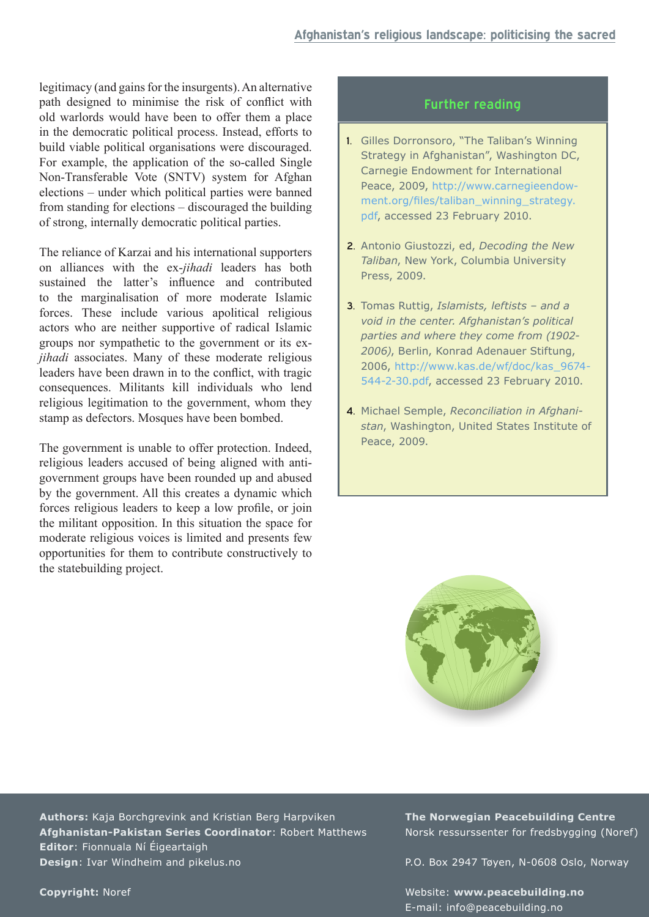legitimacy (and gains for the insurgents). An alternative path designed to minimise the risk of conflict with old warlords would have been to offer them a place in the democratic political process. Instead, efforts to build viable political organisations were discouraged. For example, the application of the so-called Single Non-Transferable Vote (SNTV) system for Afghan elections – under which political parties were banned from standing for elections – discouraged the building of strong, internally democratic political parties.

The reliance of Karzai and his international supporters on alliances with the ex-*jihadi* leaders has both sustained the latter's influence and contributed to the marginalisation of more moderate Islamic forces. These include various apolitical religious actors who are neither supportive of radical Islamic groups nor sympathetic to the government or its ex-*jihadi* associates. Many of these moderate religious leaders have been drawn in to the conflict, with tragic consequences. Militants kill individuals who lend religious legitimation to the government, whom they stamp as defectors. Mosques have been bombed.

The government is unable to offer protection. Indeed, religious leaders accused of being aligned with anti-government groups have been rounded up and abused by the government. All this creates a dynamic which forces religious leaders to keep a low profile, or join the militant opposition. In this situation the space for moderate religious voices is limited and presents few opportunities for them to contribute constructively to the statebuilding project.

## Further reading

1. Gilles Dorronsoro, "The Taliban's Winning Strategy in Afghanistan", Washington DC, Carnegie Endowment for International Peace, 2009, http://www.carnegieendowment.org/files/taliban_winning_strategy.pdf, accessed 23 February 2010.
2. Antonio Giustozzi, ed, *Decoding the New Taliban*, New York, Columbia University Press, 2009.
3. Tomas Ruttig, *Islamists, leftists – and a void in the center. Afghanistan's political parties and where they come from (1902-2006)*, Berlin, Konrad Adenauer Stiftung, 2006, http://www.kas.de/wf/doc/kas_9674-544-2-30.pdf, accessed 23 February 2010.
4. Michael Semple, *Reconciliation in Afghanistan*, Washington, United States Institute of Peace, 2009.

**Authors:** Kaja Borchgrevink and Kristian Berg Harpviken
**Afghanistan-Pakistan Series Coordinator**: Robert Matthews
**Editor**: Fionnuala Ní Éigeartaigh
**Design**: Ivar Windheim and pikelus.no

**Copyright:** Noref

**The Norwegian Peacebuilding Centre**
Norsk ressurssenter for fredsbygging (Noref)

P.O. Box 2947 Tøyen, N-0608 Oslo, Norway

Website: **www.peacebuilding.no**
E-mail: info@peacebuilding.no